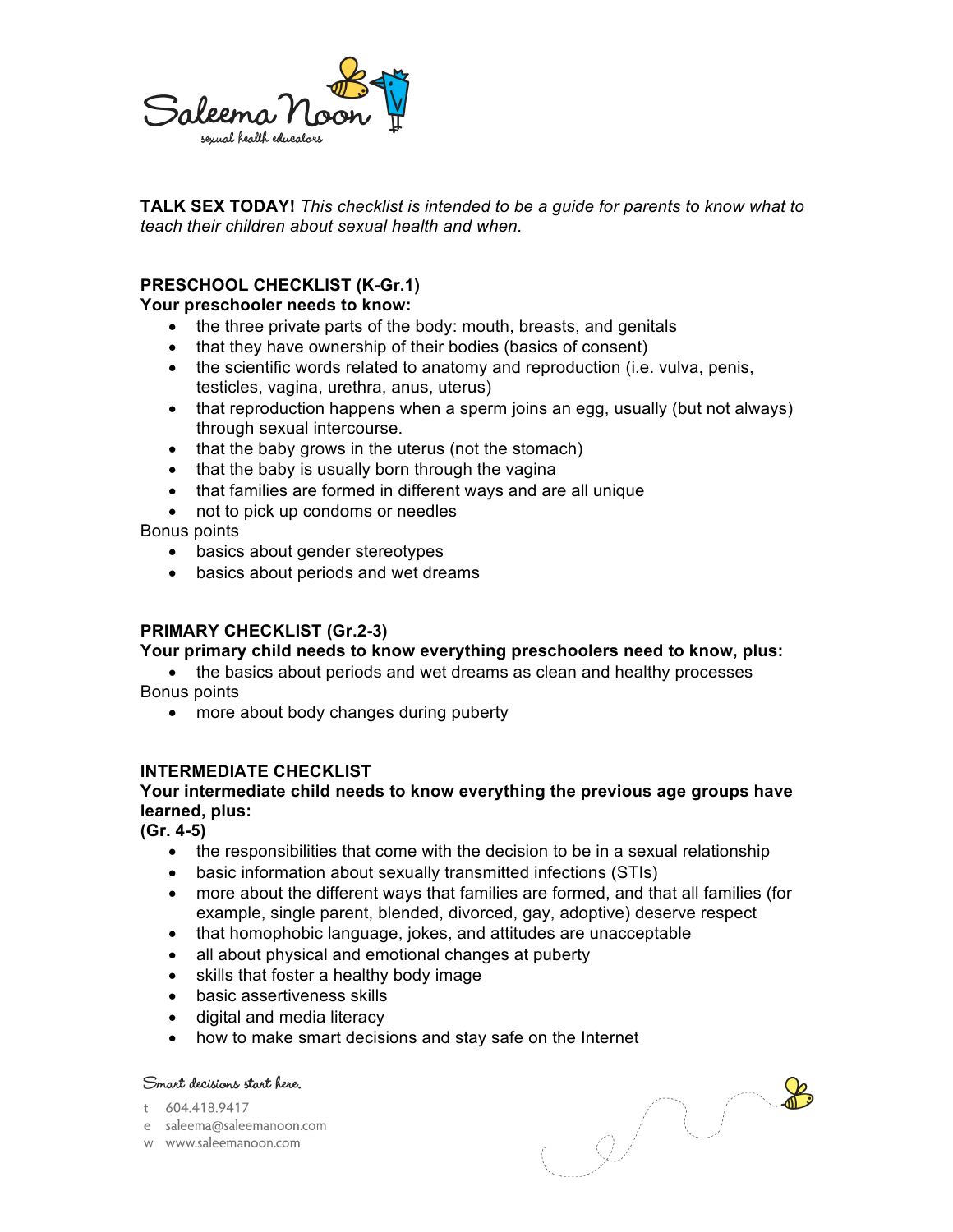Saleema Noon
sexual health educators

**TALK SEX TODAY!** *This checklist is intended to be a guide for parents to know what to teach their children about sexual health and when.*

**PRESCHOOL CHECKLIST (K-Gr.1)**
**Your preschooler needs to know:**

- the three private parts of the body: mouth, breasts, and genitals
- that they have ownership of their bodies (basics of consent)
- the scientific words related to anatomy and reproduction (i.e. vulva, penis, testicles, vagina, urethra, anus, uterus)
- that reproduction happens when a sperm joins an egg, usually (but not always) through sexual intercourse.
- that the baby grows in the uterus (not the stomach)
- that the baby is usually born through the vagina
- that families are formed in different ways and are all unique
- not to pick up condoms or needles

Bonus points

- basics about gender stereotypes
- basics about periods and wet dreams

**PRIMARY CHECKLIST (Gr.2-3)**
**Your primary child needs to know everything preschoolers need to know, plus:**

- the basics about periods and wet dreams as clean and healthy processes

Bonus points

- more about body changes during puberty

**INTERMEDIATE CHECKLIST**
**Your intermediate child needs to know everything the previous age groups have learned, plus:**
**(Gr. 4-5)**

- the responsibilities that come with the decision to be in a sexual relationship
- basic information about sexually transmitted infections (STIs)
- more about the different ways that families are formed, and that all families (for example, single parent, blended, divorced, gay, adoptive) deserve respect
- that homophobic language, jokes, and attitudes are unacceptable
- all about physical and emotional changes at puberty
- skills that foster a healthy body image
- basic assertiveness skills
- digital and media literacy
- how to make smart decisions and stay safe on the Internet

Smart decisions start here.

t 604.418.9417
e saleema@saleemanoon.com
w www.saleemanoon.com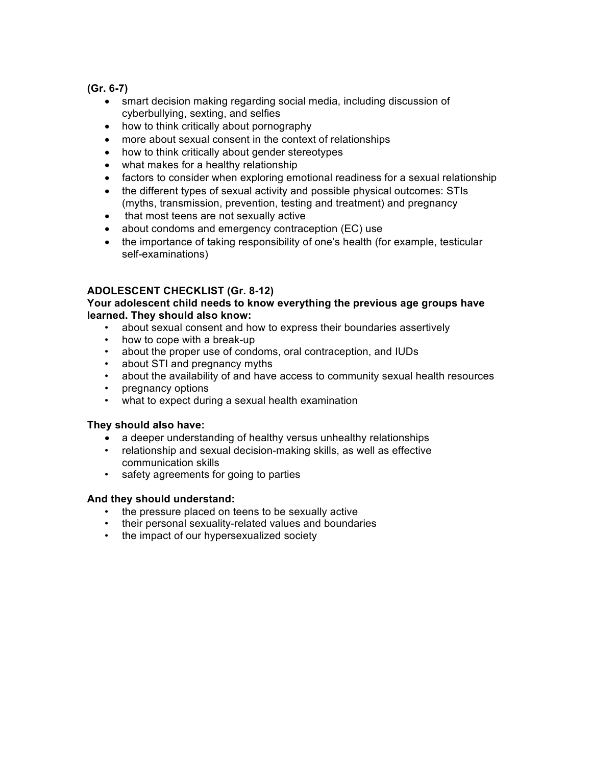**(Gr. 6-7)**

- smart decision making regarding social media, including discussion of cyberbullying, sexting, and selfies
- how to think critically about pornography
- more about sexual consent in the context of relationships
- how to think critically about gender stereotypes
- what makes for a healthy relationship
- factors to consider when exploring emotional readiness for a sexual relationship
- the different types of sexual activity and possible physical outcomes: STIs (myths, transmission, prevention, testing and treatment) and pregnancy
- that most teens are not sexually active
- about condoms and emergency contraception (EC) use
- the importance of taking responsibility of one's health (for example, testicular self-examinations)

**ADOLESCENT CHECKLIST (Gr. 8-12)**

**Your adolescent child needs to know everything the previous age groups have learned. They should also know:**

- about sexual consent and how to express their boundaries assertively
- how to cope with a break-up
- about the proper use of condoms, oral contraception, and IUDs
- about STI and pregnancy myths
- about the availability of and have access to community sexual health resources
- pregnancy options
- what to expect during a sexual health examination

**They should also have:**

- a deeper understanding of healthy versus unhealthy relationships
- relationship and sexual decision-making skills, as well as effective communication skills
- safety agreements for going to parties

**And they should understand:**

- the pressure placed on teens to be sexually active
- their personal sexuality-related values and boundaries
- the impact of our hypersexualized society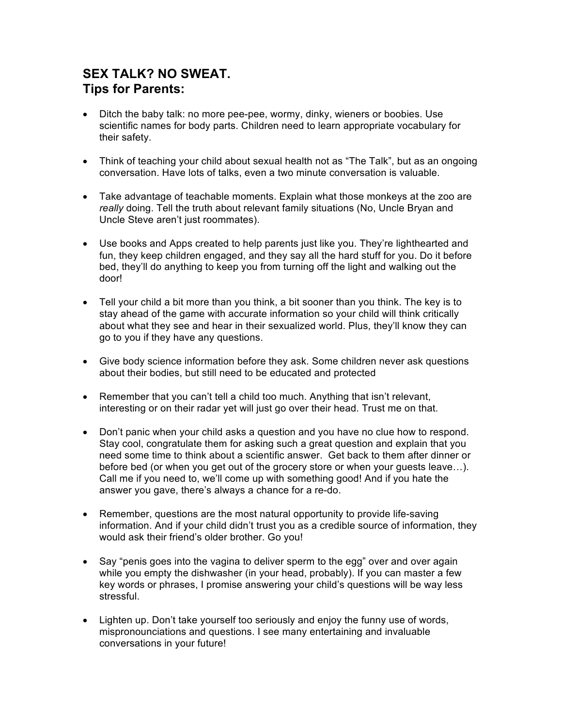## SEX TALK? NO SWEAT.
## Tips for Parents:

- Ditch the baby talk: no more pee-pee, wormy, dinky, wieners or boobies. Use scientific names for body parts. Children need to learn appropriate vocabulary for their safety.

- Think of teaching your child about sexual health not as "The Talk", but as an ongoing conversation. Have lots of talks, even a two minute conversation is valuable.

- Take advantage of teachable moments. Explain what those monkeys at the zoo are *really* doing. Tell the truth about relevant family situations (No, Uncle Bryan and Uncle Steve aren't just roommates).

- Use books and Apps created to help parents just like you. They're lighthearted and fun, they keep children engaged, and they say all the hard stuff for you. Do it before bed, they'll do anything to keep you from turning off the light and walking out the door!

- Tell your child a bit more than you think, a bit sooner than you think. The key is to stay ahead of the game with accurate information so your child will think critically about what they see and hear in their sexualized world. Plus, they'll know they can go to you if they have any questions.

- Give body science information before they ask. Some children never ask questions about their bodies, but still need to be educated and protected

- Remember that you can't tell a child too much. Anything that isn't relevant, interesting or on their radar yet will just go over their head. Trust me on that.

- Don't panic when your child asks a question and you have no clue how to respond. Stay cool, congratulate them for asking such a great question and explain that you need some time to think about a scientific answer. Get back to them after dinner or before bed (or when you get out of the grocery store or when your guests leave…). Call me if you need to, we'll come up with something good! And if you hate the answer you gave, there's always a chance for a re-do.

- Remember, questions are the most natural opportunity to provide life-saving information. And if your child didn't trust you as a credible source of information, they would ask their friend's older brother. Go you!

- Say "penis goes into the vagina to deliver sperm to the egg" over and over again while you empty the dishwasher (in your head, probably). If you can master a few key words or phrases, I promise answering your child's questions will be way less stressful.

- Lighten up. Don't take yourself too seriously and enjoy the funny use of words, mispronounciations and questions. I see many entertaining and invaluable conversations in your future!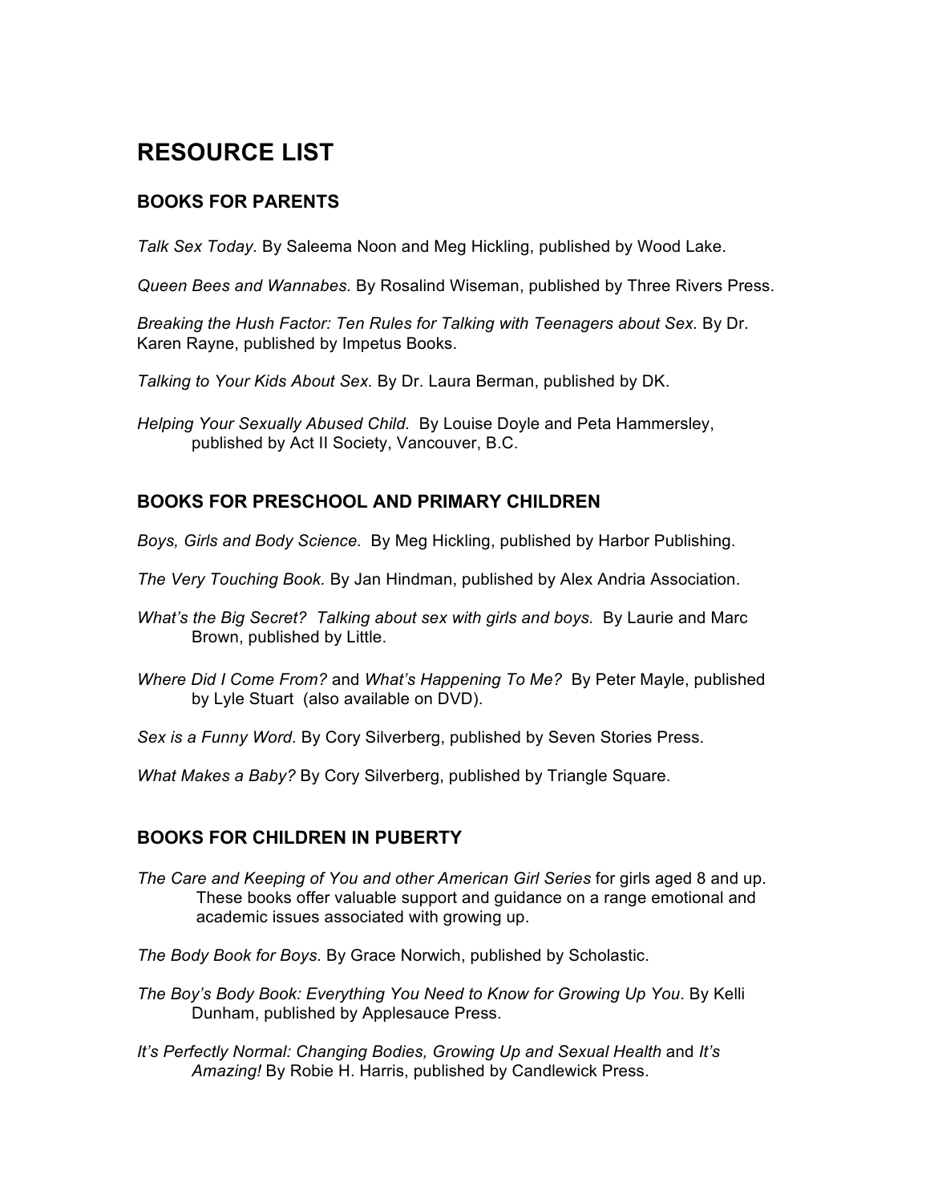# RESOURCE LIST

## BOOKS FOR PARENTS

*Talk Sex Today.* By Saleema Noon and Meg Hickling, published by Wood Lake.

*Queen Bees and Wannabes.* By Rosalind Wiseman, published by Three Rivers Press.

*Breaking the Hush Factor: Ten Rules for Talking with Teenagers about Sex.* By Dr. Karen Rayne, published by Impetus Books.

*Talking to Your Kids About Sex.* By Dr. Laura Berman, published by DK.

*Helping Your Sexually Abused Child.* By Louise Doyle and Peta Hammersley, published by Act II Society, Vancouver, B.C.

## BOOKS FOR PRESCHOOL AND PRIMARY CHILDREN

*Boys, Girls and Body Science.* By Meg Hickling, published by Harbor Publishing.

*The Very Touching Book.* By Jan Hindman, published by Alex Andria Association.

*What's the Big Secret? Talking about sex with girls and boys.* By Laurie and Marc Brown, published by Little.

*Where Did I Come From?* and *What's Happening To Me?* By Peter Mayle, published by Lyle Stuart (also available on DVD).

*Sex is a Funny Word.* By Cory Silverberg, published by Seven Stories Press.

*What Makes a Baby?* By Cory Silverberg, published by Triangle Square.

## BOOKS FOR CHILDREN IN PUBERTY

*The Care and Keeping of You and other American Girl Series* for girls aged 8 and up. These books offer valuable support and guidance on a range emotional and academic issues associated with growing up.

*The Body Book for Boys.* By Grace Norwich, published by Scholastic.

*The Boy's Body Book: Everything You Need to Know for Growing Up You*. By Kelli Dunham, published by Applesauce Press.

*It's Perfectly Normal: Changing Bodies, Growing Up and Sexual Health* and *It's Amazing!* By Robie H. Harris, published by Candlewick Press.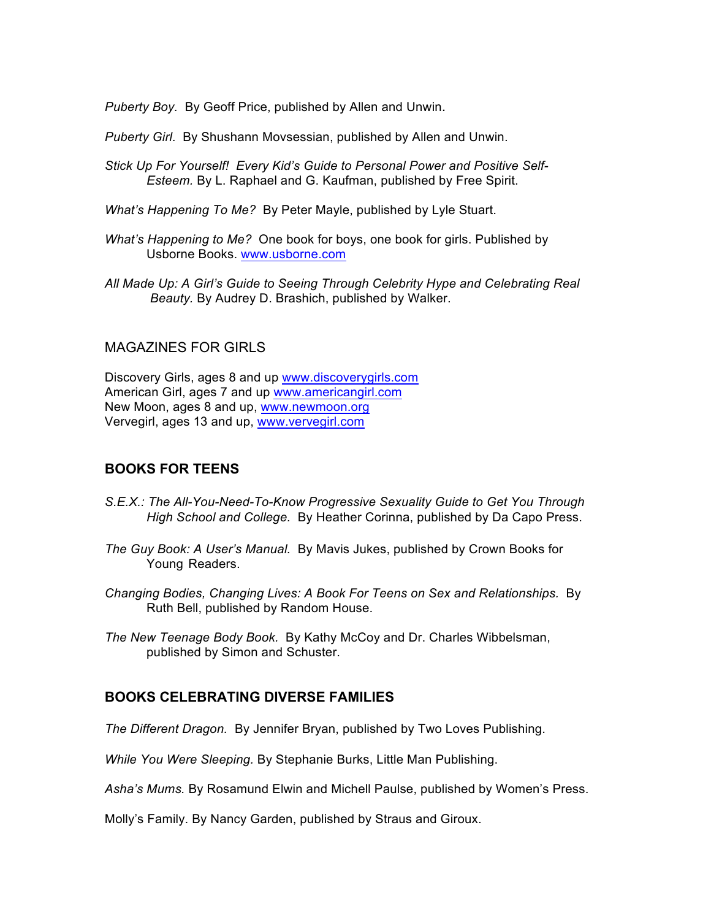*Puberty Boy.* By Geoff Price, published by Allen and Unwin.

*Puberty Girl.* By Shushann Movsessian, published by Allen and Unwin.

*Stick Up For Yourself! Every Kid's Guide to Personal Power and Positive Self-Esteem.* By L. Raphael and G. Kaufman, published by Free Spirit.

*What's Happening To Me?* By Peter Mayle, published by Lyle Stuart.

*What's Happening to Me?* One book for boys, one book for girls. Published by Usborne Books. www.usborne.com

*All Made Up: A Girl's Guide to Seeing Through Celebrity Hype and Celebrating Real Beauty.* By Audrey D. Brashich, published by Walker.

## MAGAZINES FOR GIRLS

Discovery Girls, ages 8 and up www.discoverygirls.com
American Girl, ages 7 and up www.americangirl.com
New Moon, ages 8 and up, www.newmoon.org
Vervegirl, ages 13 and up, www.vervegirl.com

## BOOKS FOR TEENS

*S.E.X.: The All-You-Need-To-Know Progressive Sexuality Guide to Get You Through High School and College.* By Heather Corinna, published by Da Capo Press.

*The Guy Book: A User's Manual.* By Mavis Jukes, published by Crown Books for Young Readers.

*Changing Bodies, Changing Lives: A Book For Teens on Sex and Relationships.* By Ruth Bell, published by Random House.

*The New Teenage Body Book.* By Kathy McCoy and Dr. Charles Wibbelsman, published by Simon and Schuster.

## BOOKS CELEBRATING DIVERSE FAMILIES

*The Different Dragon.* By Jennifer Bryan, published by Two Loves Publishing.

*While You Were Sleeping.* By Stephanie Burks, Little Man Publishing.

*Asha's Mums.* By Rosamund Elwin and Michell Paulse, published by Women's Press.

Molly's Family. By Nancy Garden, published by Straus and Giroux.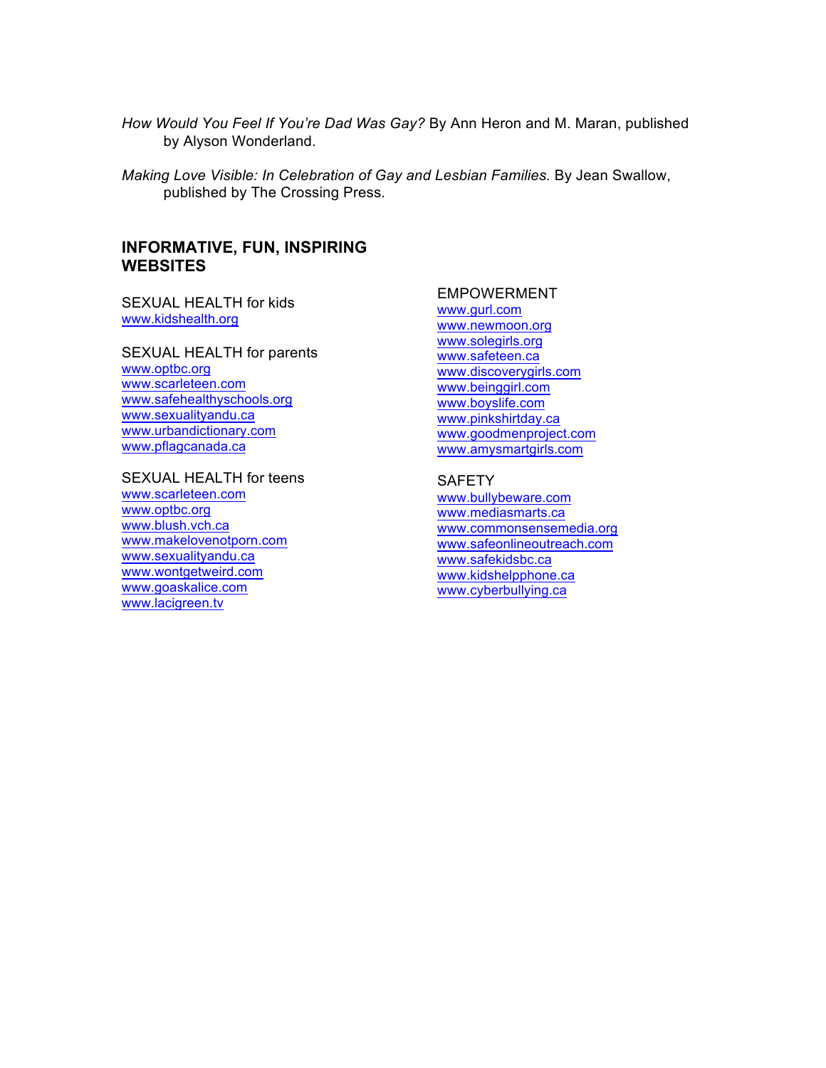*How Would You Feel If You're Dad Was Gay?* By Ann Heron and M. Maran, published by Alyson Wonderland.

*Making Love Visible: In Celebration of Gay and Lesbian Families.* By Jean Swallow, published by The Crossing Press.

## INFORMATIVE, FUN, INSPIRING WEBSITES

SEXUAL HEALTH for kids
www.kidshealth.org

SEXUAL HEALTH for parents
www.optbc.org
www.scarleteen.com
www.safehealthyschools.org
www.sexualityandu.ca
www.urbandictionary.com
www.pflagcanada.ca

SEXUAL HEALTH for teens
www.scarleteen.com
www.optbc.org
www.blush.vch.ca
www.makelovenotporn.com
www.sexualityandu.ca
www.wontgetweird.com
www.goaskalice.com
www.lacigreen.tv

EMPOWERMENT
www.gurl.com
www.newmoon.org
www.solegirls.org
www.safeteen.ca
www.discoverygirls.com
www.beinggirl.com
www.boyslife.com
www.pinkshirtday.ca
www.goodmenproject.com
www.amysmartgirls.com

SAFETY
www.bullybeware.com
www.mediasmarts.ca
www.commonsensemedia.org
www.safeonlineoutreach.com
www.safekidsbc.ca
www.kidshelpphone.ca
www.cyberbullying.ca